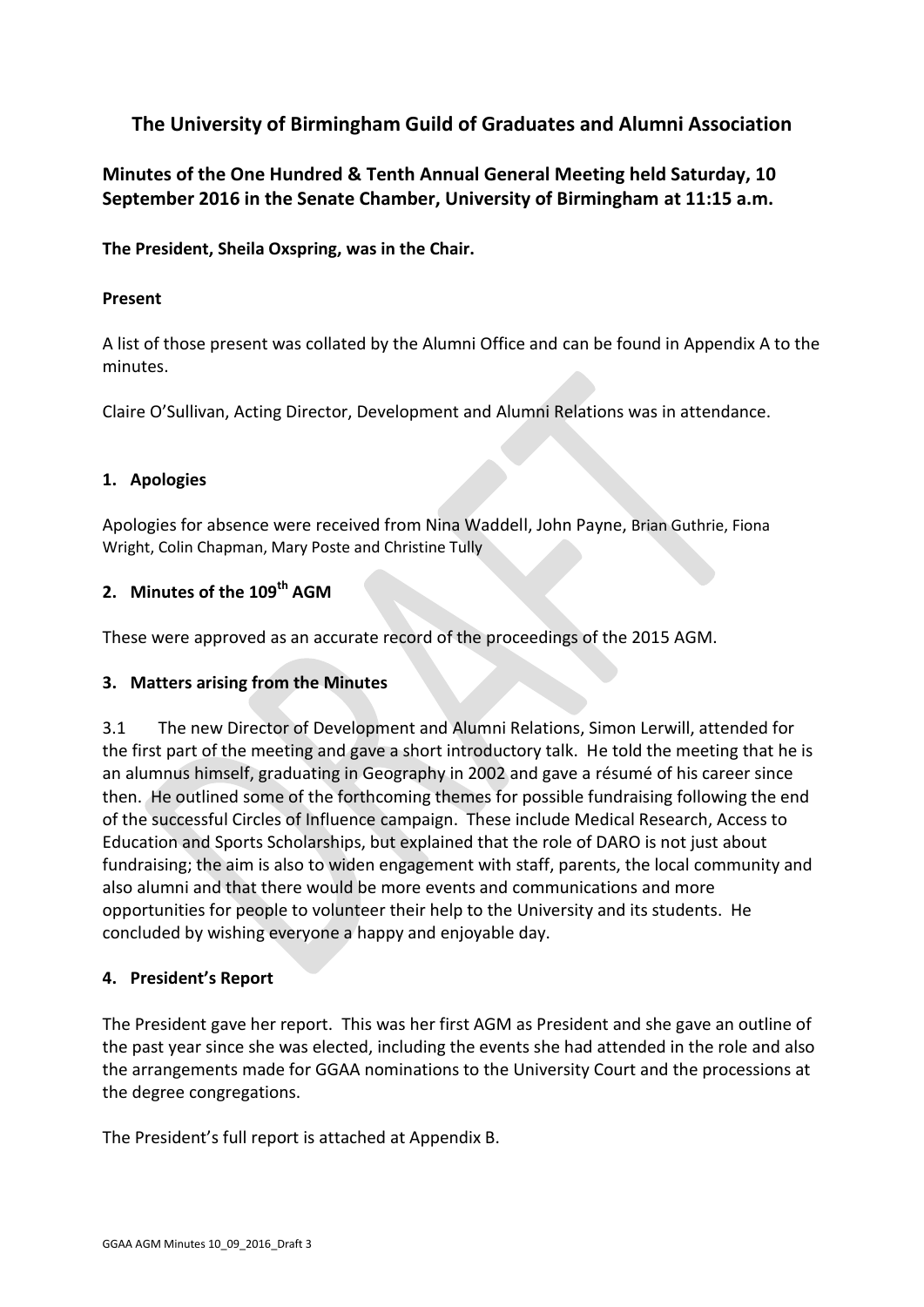# The University of Birmingham Guild of Graduates and Alumni Association

## Minutes of the One Hundred & Tenth Annual General Meeting held Saturday, 10 September 2016 in the Senate Chamber, University of Birmingham at 11:15 a.m.

**The President, Sheila Oxspring, was in the Chair.**

**Present**

A list of those present was collated by the Alumni Office and can be found in Appendix A to the minutes.

Claire O'Sullivan, Acting Director, Development and Alumni Relations was in attendance.

### 1. Apologies

Apologies for absence were received from Nina Waddell, John Payne, Brian Guthrie, Fiona Wright, Colin Chapman, Mary Poste and Christine Tully

### 2. Minutes of the 109th AGM

These were approved as an accurate record of the proceedings of the 2015 AGM.

### 3. Matters arising from the Minutes

3.1 The new Director of Development and Alumni Relations, Simon Lerwill, attended for the first part of the meeting and gave a short introductory talk. He told the meeting that he is an alumnus himself, graduating in Geography in 2002 and gave a résumé of his career since then. He outlined some of the forthcoming themes for possible fundraising following the end of the successful Circles of Influence campaign. These include Medical Research, Access to Education and Sports Scholarships, but explained that the role of DARO is not just about fundraising; the aim is also to widen engagement with staff, parents, the local community and also alumni and that there would be more events and communications and more opportunities for people to volunteer their help to the University and its students. He concluded by wishing everyone a happy and enjoyable day.

### 4. President's Report

The President gave her report. This was her first AGM as President and she gave an outline of the past year since she was elected, including the events she had attended in the role and also the arrangements made for GGAA nominations to the University Court and the processions at the degree congregations.

The President's full report is attached at Appendix B.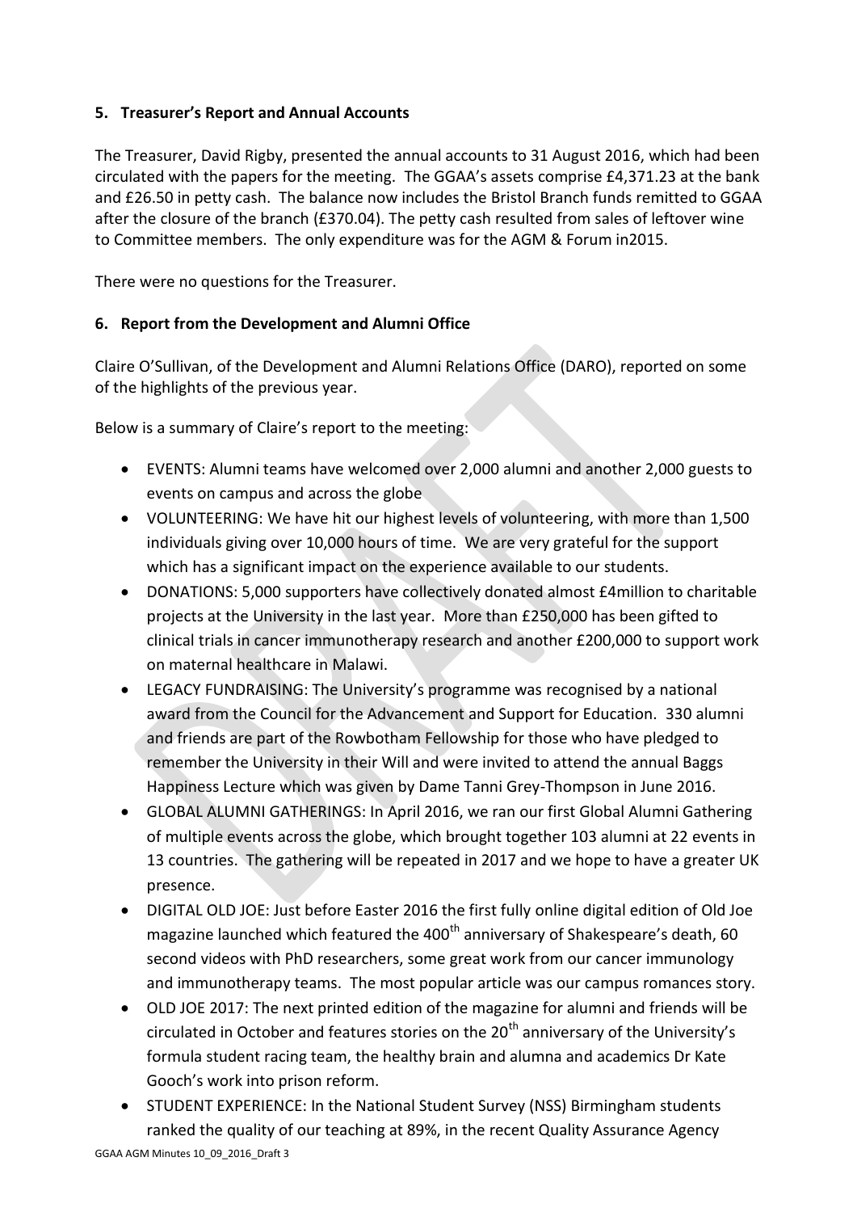## 5. Treasurer's Report and Annual Accounts

The Treasurer, David Rigby, presented the annual accounts to 31 August 2016, which had been circulated with the papers for the meeting. The GGAA's assets comprise £4,371.23 at the bank and £26.50 in petty cash. The balance now includes the Bristol Branch funds remitted to GGAA after the closure of the branch (£370.04). The petty cash resulted from sales of leftover wine to Committee members. The only expenditure was for the AGM & Forum in2015.

There were no questions for the Treasurer.

## 6. Report from the Development and Alumni Office

Claire O'Sullivan, of the Development and Alumni Relations Office (DARO), reported on some of the highlights of the previous year.

Below is a summary of Claire's report to the meeting:

- EVENTS: Alumni teams have welcomed over 2,000 alumni and another 2,000 guests to events on campus and across the globe
- VOLUNTEERING: We have hit our highest levels of volunteering, with more than 1,500 individuals giving over 10,000 hours of time. We are very grateful for the support which has a significant impact on the experience available to our students.
- DONATIONS: 5,000 supporters have collectively donated almost £4million to charitable projects at the University in the last year. More than £250,000 has been gifted to clinical trials in cancer immunotherapy research and another £200,000 to support work on maternal healthcare in Malawi.
- LEGACY FUNDRAISING: The University's programme was recognised by a national award from the Council for the Advancement and Support for Education. 330 alumni and friends are part of the Rowbotham Fellowship for those who have pledged to remember the University in their Will and were invited to attend the annual Baggs Happiness Lecture which was given by Dame Tanni Grey-Thompson in June 2016.
- GLOBAL ALUMNI GATHERINGS: In April 2016, we ran our first Global Alumni Gathering of multiple events across the globe, which brought together 103 alumni at 22 events in 13 countries. The gathering will be repeated in 2017 and we hope to have a greater UK presence.
- DIGITAL OLD JOE: Just before Easter 2016 the first fully online digital edition of Old Joe magazine launched which featured the 400th anniversary of Shakespeare's death, 60 second videos with PhD researchers, some great work from our cancer immunology and immunotherapy teams. The most popular article was our campus romances story.
- OLD JOE 2017: The next printed edition of the magazine for alumni and friends will be circulated in October and features stories on the 20th anniversary of the University's formula student racing team, the healthy brain and alumna and academics Dr Kate Gooch's work into prison reform.
- STUDENT EXPERIENCE: In the National Student Survey (NSS) Birmingham students ranked the quality of our teaching at 89%, in the recent Quality Assurance Agency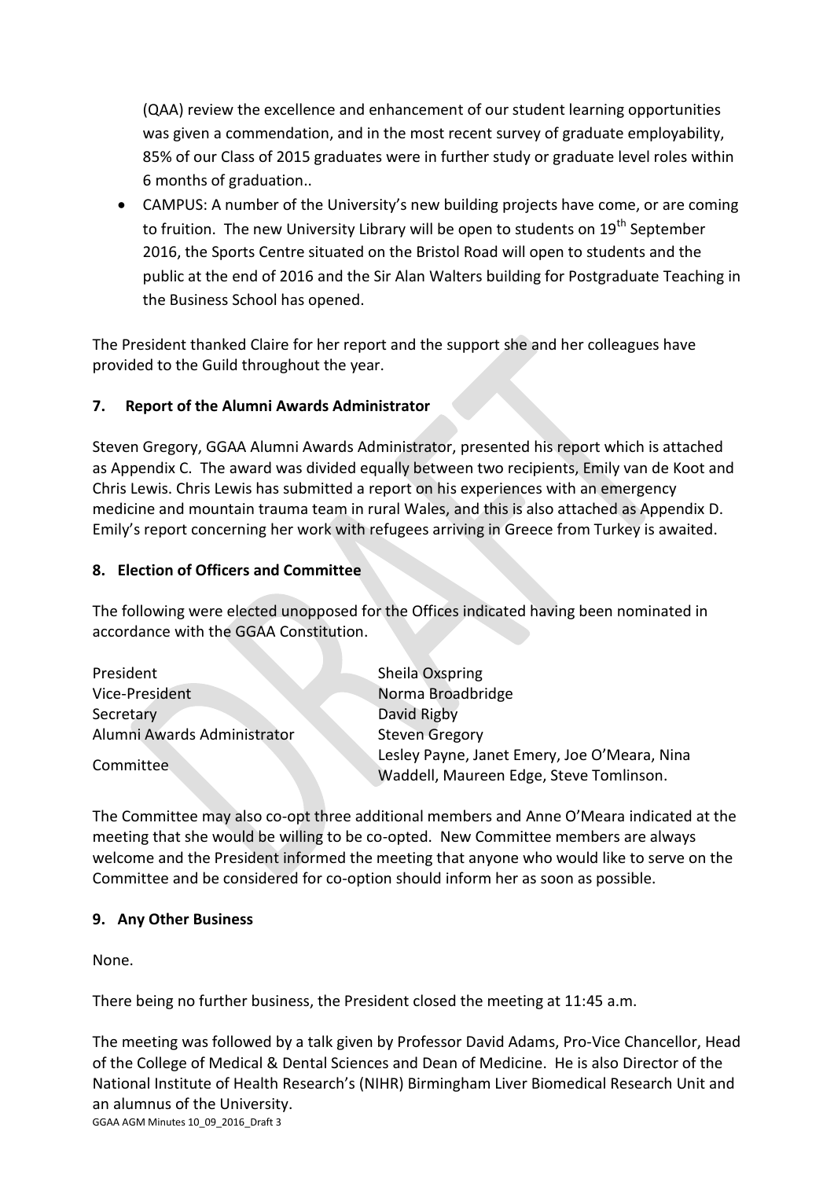(QAA) review the excellence and enhancement of our student learning opportunities was given a commendation, and in the most recent survey of graduate employability, 85% of our Class of 2015 graduates were in further study or graduate level roles within 6 months of graduation..

- CAMPUS: A number of the University's new building projects have come, or are coming to fruition. The new University Library will be open to students on 19th September 2016, the Sports Centre situated on the Bristol Road will open to students and the public at the end of 2016 and the Sir Alan Walters building for Postgraduate Teaching in the Business School has opened.

The President thanked Claire for her report and the support she and her colleagues have provided to the Guild throughout the year.

## 7. Report of the Alumni Awards Administrator

Steven Gregory, GGAA Alumni Awards Administrator, presented his report which is attached as Appendix C. The award was divided equally between two recipients, Emily van de Koot and Chris Lewis. Chris Lewis has submitted a report on his experiences with an emergency medicine and mountain trauma team in rural Wales, and this is also attached as Appendix D. Emily's report concerning her work with refugees arriving in Greece from Turkey is awaited.

## 8. Election of Officers and Committee

The following were elected unopposed for the Offices indicated having been nominated in accordance with the GGAA Constitution.

| | |
|---|---|
| President | Sheila Oxspring |
| Vice-President | Norma Broadbridge |
| Secretary | David Rigby |
| Alumni Awards Administrator | Steven Gregory |
| Committee | Lesley Payne, Janet Emery, Joe O'Meara, Nina Waddell, Maureen Edge, Steve Tomlinson. |

The Committee may also co-opt three additional members and Anne O'Meara indicated at the meeting that she would be willing to be co-opted. New Committee members are always welcome and the President informed the meeting that anyone who would like to serve on the Committee and be considered for co-option should inform her as soon as possible.

## 9. Any Other Business

None.

There being no further business, the President closed the meeting at 11:45 a.m.

The meeting was followed by a talk given by Professor David Adams, Pro-Vice Chancellor, Head of the College of Medical & Dental Sciences and Dean of Medicine. He is also Director of the National Institute of Health Research's (NIHR) Birmingham Liver Biomedical Research Unit and an alumnus of the University.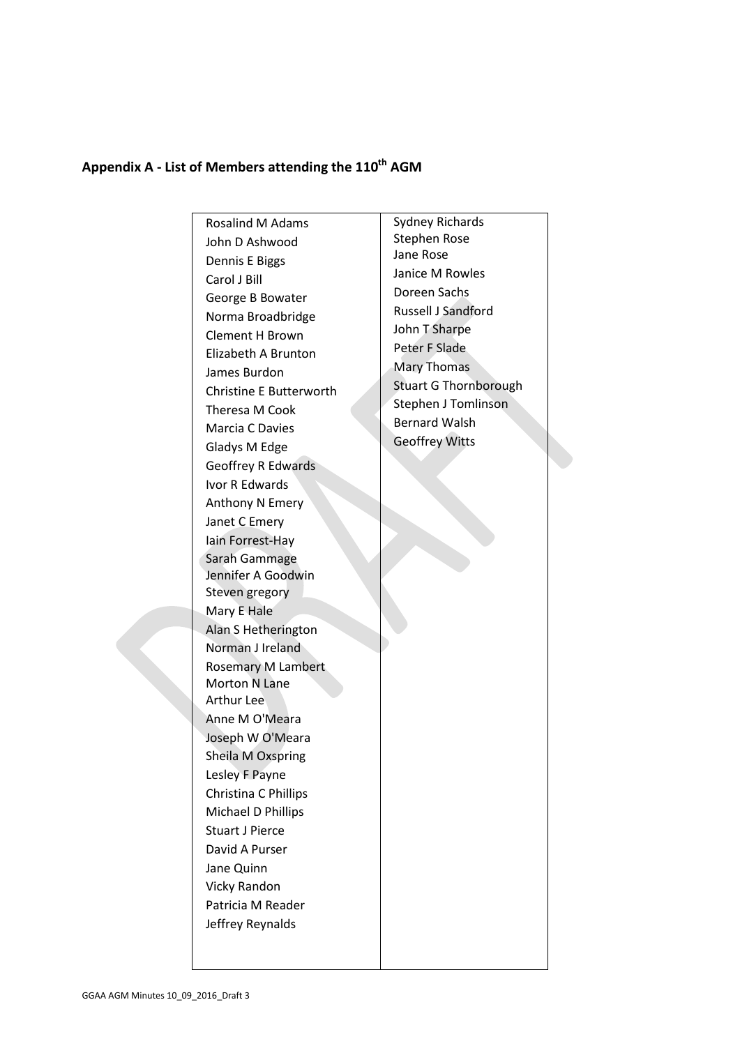## Appendix A - List of Members attending the 110th AGM

| | |
|---|---|
| Rosalind M Adams | Sydney Richards |
| John D Ashwood | Stephen Rose |
| Dennis E Biggs | Jane Rose |
| Carol J Bill | Janice M Rowles |
| George B Bowater | Doreen Sachs |
| Norma Broadbridge | Russell J Sandford |
| Clement H Brown | John T Sharpe |
| Elizabeth A Brunton | Peter F Slade |
| James Burdon | Mary Thomas |
| Christine E Butterworth | Stuart G Thornborough |
| Theresa M Cook | Stephen J Tomlinson |
| Marcia C Davies | Bernard Walsh |
| Gladys M Edge | Geoffrey Witts |
| Geoffrey R Edwards | |
| Ivor R Edwards | |
| Anthony N Emery | |
| Janet C Emery | |
| Iain Forrest-Hay | |
| Sarah Gammage | |
| Jennifer A Goodwin | |
| Steven gregory | |
| Mary E Hale | |
| Alan S Hetherington | |
| Norman J Ireland | |
| Rosemary M Lambert | |
| Morton N Lane | |
| Arthur Lee | |
| Anne M O'Meara | |
| Joseph W O'Meara | |
| Sheila M Oxspring | |
| Lesley F Payne | |
| Christina C Phillips | |
| Michael D Phillips | |
| Stuart J Pierce | |
| David A Purser | |
| Jane Quinn | |
| Vicky Randon | |
| Patricia M Reader | |
| Jeffrey Reynalds | |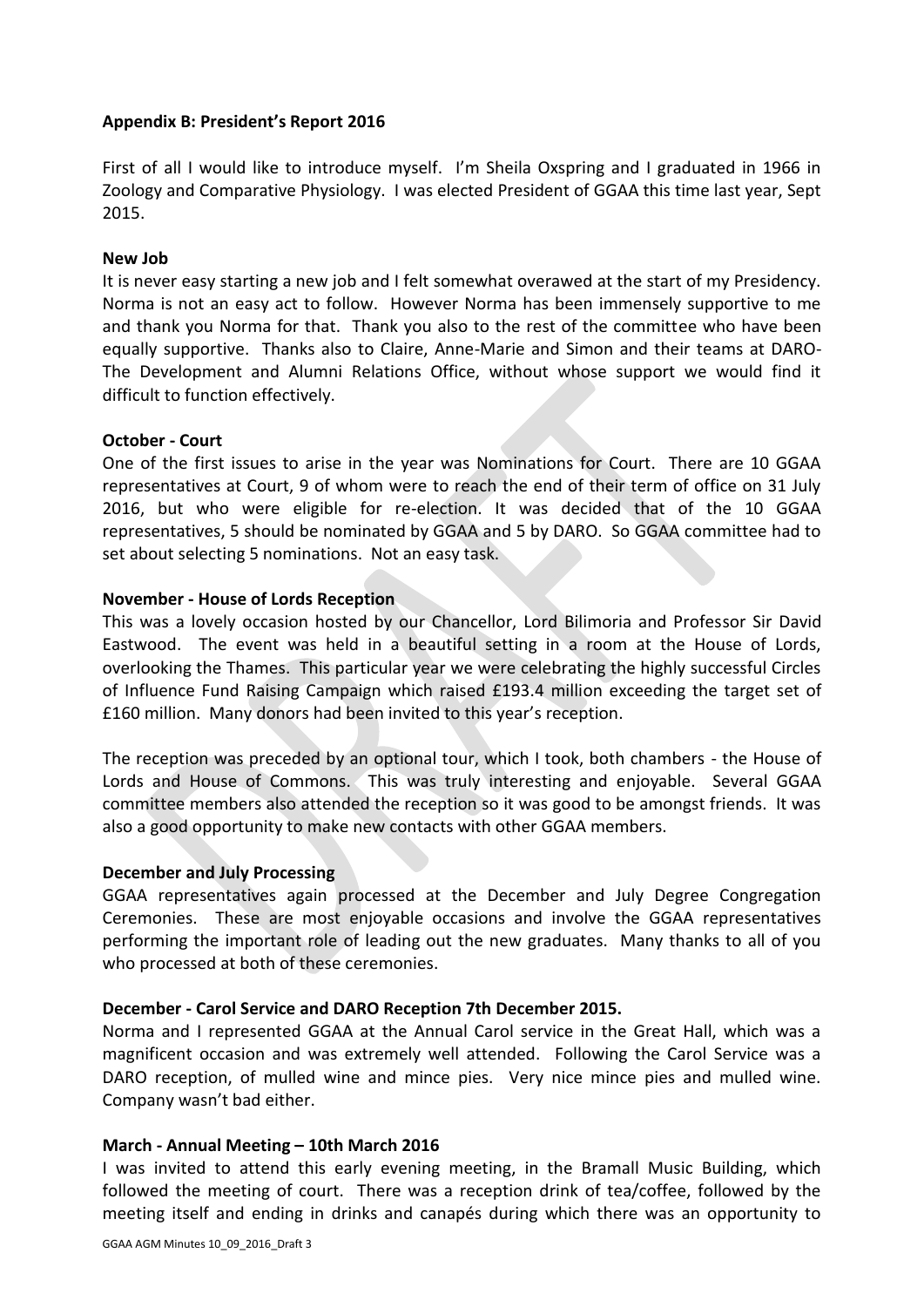**Appendix B: President's Report 2016**

First of all I would like to introduce myself. I'm Sheila Oxspring and I graduated in 1966 in Zoology and Comparative Physiology. I was elected President of GGAA this time last year, Sept 2015.

**New Job**

It is never easy starting a new job and I felt somewhat overawed at the start of my Presidency. Norma is not an easy act to follow. However Norma has been immensely supportive to me and thank you Norma for that. Thank you also to the rest of the committee who have been equally supportive. Thanks also to Claire, Anne-Marie and Simon and their teams at DARO-The Development and Alumni Relations Office, without whose support we would find it difficult to function effectively.

**October - Court**

One of the first issues to arise in the year was Nominations for Court. There are 10 GGAA representatives at Court, 9 of whom were to reach the end of their term of office on 31 July 2016, but who were eligible for re-election. It was decided that of the 10 GGAA representatives, 5 should be nominated by GGAA and 5 by DARO. So GGAA committee had to set about selecting 5 nominations. Not an easy task.

**November - House of Lords Reception**

This was a lovely occasion hosted by our Chancellor, Lord Bilimoria and Professor Sir David Eastwood. The event was held in a beautiful setting in a room at the House of Lords, overlooking the Thames. This particular year we were celebrating the highly successful Circles of Influence Fund Raising Campaign which raised £193.4 million exceeding the target set of £160 million. Many donors had been invited to this year's reception.

The reception was preceded by an optional tour, which I took, both chambers - the House of Lords and House of Commons. This was truly interesting and enjoyable. Several GGAA committee members also attended the reception so it was good to be amongst friends. It was also a good opportunity to make new contacts with other GGAA members.

**December and July Processing**

GGAA representatives again processed at the December and July Degree Congregation Ceremonies. These are most enjoyable occasions and involve the GGAA representatives performing the important role of leading out the new graduates. Many thanks to all of you who processed at both of these ceremonies.

**December - Carol Service and DARO Reception 7th December 2015.**

Norma and I represented GGAA at the Annual Carol service in the Great Hall, which was a magnificent occasion and was extremely well attended. Following the Carol Service was a DARO reception, of mulled wine and mince pies. Very nice mince pies and mulled wine. Company wasn't bad either.

**March - Annual Meeting – 10th March 2016**

I was invited to attend this early evening meeting, in the Bramall Music Building, which followed the meeting of court. There was a reception drink of tea/coffee, followed by the meeting itself and ending in drinks and canapés during which there was an opportunity to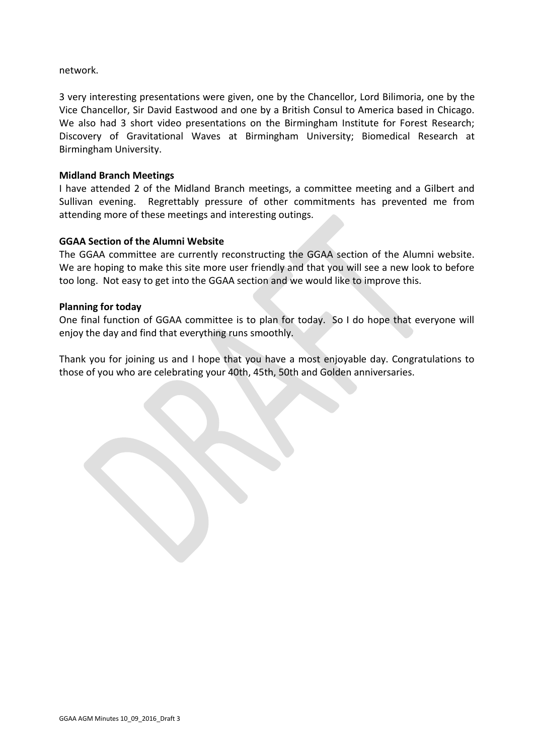network.

3 very interesting presentations were given, one by the Chancellor, Lord Bilimoria, one by the Vice Chancellor, Sir David Eastwood and one by a British Consul to America based in Chicago. We also had 3 short video presentations on the Birmingham Institute for Forest Research; Discovery of Gravitational Waves at Birmingham University; Biomedical Research at Birmingham University.

**Midland Branch Meetings**
I have attended 2 of the Midland Branch meetings, a committee meeting and a Gilbert and Sullivan evening. Regrettably pressure of other commitments has prevented me from attending more of these meetings and interesting outings.

**GGAA Section of the Alumni Website**
The GGAA committee are currently reconstructing the GGAA section of the Alumni website. We are hoping to make this site more user friendly and that you will see a new look to before too long. Not easy to get into the GGAA section and we would like to improve this.

**Planning for today**
One final function of GGAA committee is to plan for today. So I do hope that everyone will enjoy the day and find that everything runs smoothly.

Thank you for joining us and I hope that you have a most enjoyable day. Congratulations to those of you who are celebrating your 40th, 45th, 50th and Golden anniversaries.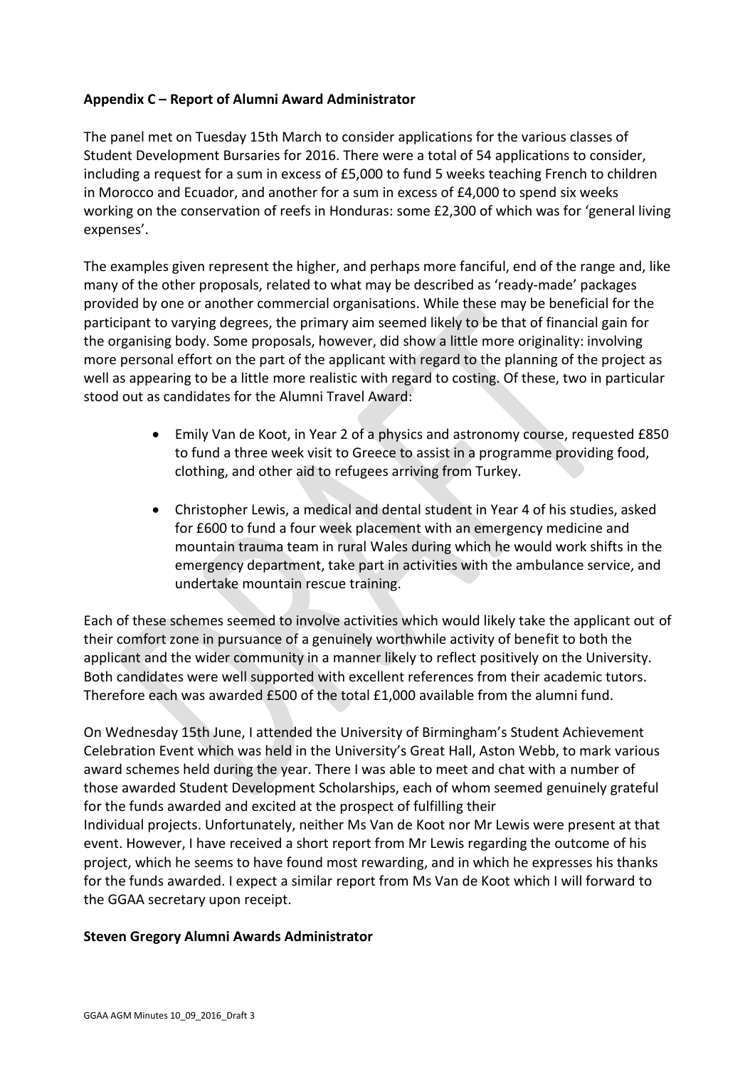**Appendix C – Report of Alumni Award Administrator**

The panel met on Tuesday 15th March to consider applications for the various classes of Student Development Bursaries for 2016. There were a total of 54 applications to consider, including a request for a sum in excess of £5,000 to fund 5 weeks teaching French to children in Morocco and Ecuador, and another for a sum in excess of £4,000 to spend six weeks working on the conservation of reefs in Honduras: some £2,300 of which was for 'general living expenses'.

The examples given represent the higher, and perhaps more fanciful, end of the range and, like many of the other proposals, related to what may be described as 'ready-made' packages provided by one or another commercial organisations. While these may be beneficial for the participant to varying degrees, the primary aim seemed likely to be that of financial gain for the organising body. Some proposals, however, did show a little more originality: involving more personal effort on the part of the applicant with regard to the planning of the project as well as appearing to be a little more realistic with regard to costing. Of these, two in particular stood out as candidates for the Alumni Travel Award:

- Emily Van de Koot, in Year 2 of a physics and astronomy course, requested £850 to fund a three week visit to Greece to assist in a programme providing food, clothing, and other aid to refugees arriving from Turkey.

- Christopher Lewis, a medical and dental student in Year 4 of his studies, asked for £600 to fund a four week placement with an emergency medicine and mountain trauma team in rural Wales during which he would work shifts in the emergency department, take part in activities with the ambulance service, and undertake mountain rescue training.

Each of these schemes seemed to involve activities which would likely take the applicant out of their comfort zone in pursuance of a genuinely worthwhile activity of benefit to both the applicant and the wider community in a manner likely to reflect positively on the University. Both candidates were well supported with excellent references from their academic tutors. Therefore each was awarded £500 of the total £1,000 available from the alumni fund.

On Wednesday 15th June, I attended the University of Birmingham's Student Achievement Celebration Event which was held in the University's Great Hall, Aston Webb, to mark various award schemes held during the year. There I was able to meet and chat with a number of those awarded Student Development Scholarships, each of whom seemed genuinely grateful for the funds awarded and excited at the prospect of fulfilling their Individual projects. Unfortunately, neither Ms Van de Koot nor Mr Lewis were present at that event. However, I have received a short report from Mr Lewis regarding the outcome of his project, which he seems to have found most rewarding, and in which he expresses his thanks for the funds awarded. I expect a similar report from Ms Van de Koot which I will forward to the GGAA secretary upon receipt.

**Steven Gregory Alumni Awards Administrator**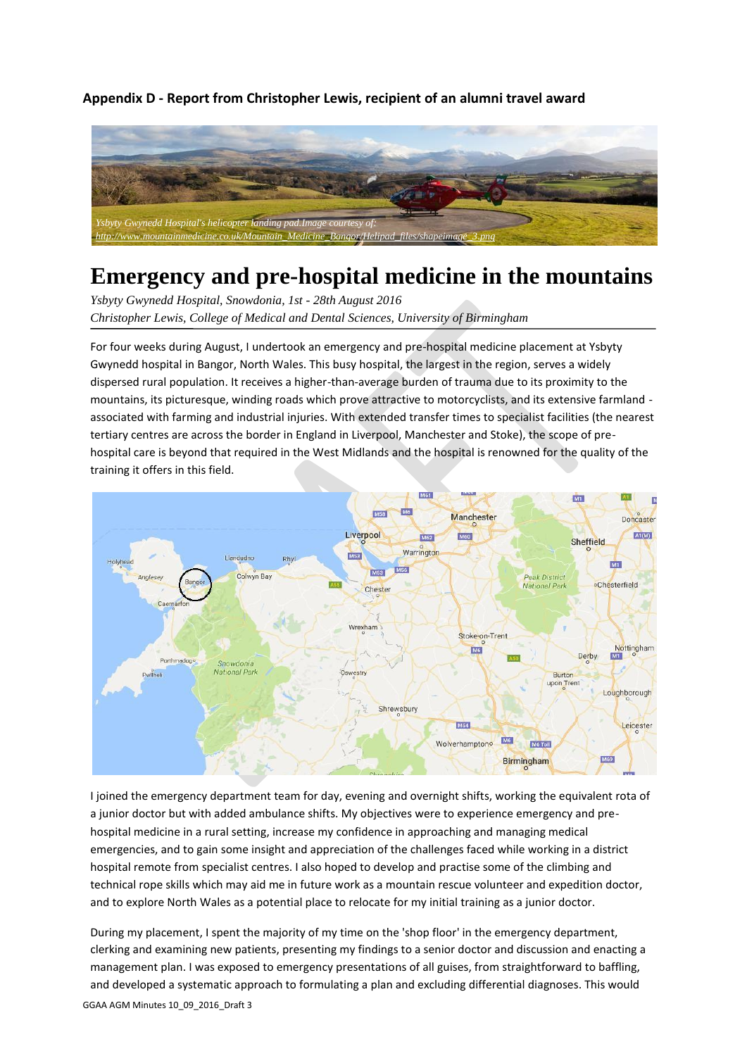**Appendix D - Report from Christopher Lewis, recipient of an alumni travel award**

*Ysbyty Gwynedd Hospital's helicopter landing pad.Image courtesy of: http://www.mountainmedicine.co.uk/Mountain_Medicine_Bangor/Helipad_files/shapeimage_3.png*

# Emergency and pre-hospital medicine in the mountains

*Ysbyty Gwynedd Hospital, Snowdonia, 1st - 28th August 2016*
*Christopher Lewis, College of Medical and Dental Sciences, University of Birmingham*

For four weeks during August, I undertook an emergency and pre-hospital medicine placement at Ysbyty Gwynedd hospital in Bangor, North Wales. This busy hospital, the largest in the region, serves a widely dispersed rural population. It receives a higher-than-average burden of trauma due to its proximity to the mountains, its picturesque, winding roads which prove attractive to motorcyclists, and its extensive farmland - associated with farming and industrial injuries. With extended transfer times to specialist facilities (the nearest tertiary centres are across the border in England in Liverpool, Manchester and Stoke), the scope of pre-hospital care is beyond that required in the West Midlands and the hospital is renowned for the quality of the training it offers in this field.

I joined the emergency department team for day, evening and overnight shifts, working the equivalent rota of a junior doctor but with added ambulance shifts. My objectives were to experience emergency and pre-hospital medicine in a rural setting, increase my confidence in approaching and managing medical emergencies, and to gain some insight and appreciation of the challenges faced while working in a district hospital remote from specialist centres. I also hoped to develop and practise some of the climbing and technical rope skills which may aid me in future work as a mountain rescue volunteer and expedition doctor, and to explore North Wales as a potential place to relocate for my initial training as a junior doctor.

During my placement, I spent the majority of my time on the 'shop floor' in the emergency department, clerking and examining new patients, presenting my findings to a senior doctor and discussion and enacting a management plan. I was exposed to emergency presentations of all guises, from straightforward to baffling, and developed a systematic approach to formulating a plan and excluding differential diagnoses. This would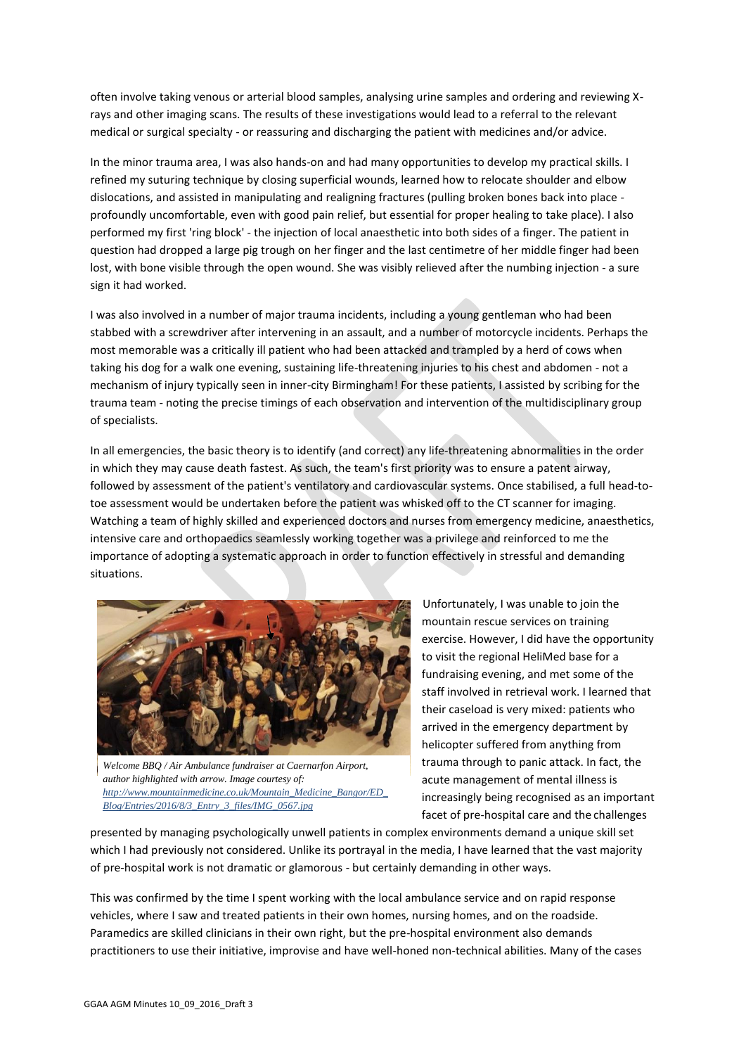often involve taking venous or arterial blood samples, analysing urine samples and ordering and reviewing X-rays and other imaging scans. The results of these investigations would lead to a referral to the relevant medical or surgical specialty - or reassuring and discharging the patient with medicines and/or advice.

In the minor trauma area, I was also hands-on and had many opportunities to develop my practical skills. I refined my suturing technique by closing superficial wounds, learned how to relocate shoulder and elbow dislocations, and assisted in manipulating and realigning fractures (pulling broken bones back into place - profoundly uncomfortable, even with good pain relief, but essential for proper healing to take place). I also performed my first 'ring block' - the injection of local anaesthetic into both sides of a finger. The patient in question had dropped a large pig trough on her finger and the last centimetre of her middle finger had been lost, with bone visible through the open wound. She was visibly relieved after the numbing injection - a sure sign it had worked.

I was also involved in a number of major trauma incidents, including a young gentleman who had been stabbed with a screwdriver after intervening in an assault, and a number of motorcycle incidents. Perhaps the most memorable was a critically ill patient who had been attacked and trampled by a herd of cows when taking his dog for a walk one evening, sustaining life-threatening injuries to his chest and abdomen - not a mechanism of injury typically seen in inner-city Birmingham! For these patients, I assisted by scribing for the trauma team - noting the precise timings of each observation and intervention of the multidisciplinary group of specialists.

In all emergencies, the basic theory is to identify (and correct) any life-threatening abnormalities in the order in which they may cause death fastest. As such, the team's first priority was to ensure a patent airway, followed by assessment of the patient's ventilatory and cardiovascular systems. Once stabilised, a full head-to-toe assessment would be undertaken before the patient was whisked off to the CT scanner for imaging. Watching a team of highly skilled and experienced doctors and nurses from emergency medicine, anaesthetics, intensive care and orthopaedics seamlessly working together was a privilege and reinforced to me the importance of adopting a systematic approach in order to function effectively in stressful and demanding situations.

*Welcome BBQ / Air Ambulance fundraiser at Caernarfon Airport, author highlighted with arrow. Image courtesy of: http://www.mountainmedicine.co.uk/Mountain_Medicine_Bangor/ED_Blog/Entries/2016/8/3_Entry_3_files/IMG_0567.jpg*

Unfortunately, I was unable to join the mountain rescue services on training exercise. However, I did have the opportunity to visit the regional HeliMed base for a fundraising evening, and met some of the staff involved in retrieval work. I learned that their caseload is very mixed: patients who arrived in the emergency department by helicopter suffered from anything from trauma through to panic attack. In fact, the acute management of mental illness is increasingly being recognised as an important facet of pre-hospital care and the challenges presented by managing psychologically unwell patients in complex environments demand a unique skill set which I had previously not considered. Unlike its portrayal in the media, I have learned that the vast majority of pre-hospital work is not dramatic or glamorous - but certainly demanding in other ways.

This was confirmed by the time I spent working with the local ambulance service and on rapid response vehicles, where I saw and treated patients in their own homes, nursing homes, and on the roadside. Paramedics are skilled clinicians in their own right, but the pre-hospital environment also demands practitioners to use their initiative, improvise and have well-honed non-technical abilities. Many of the cases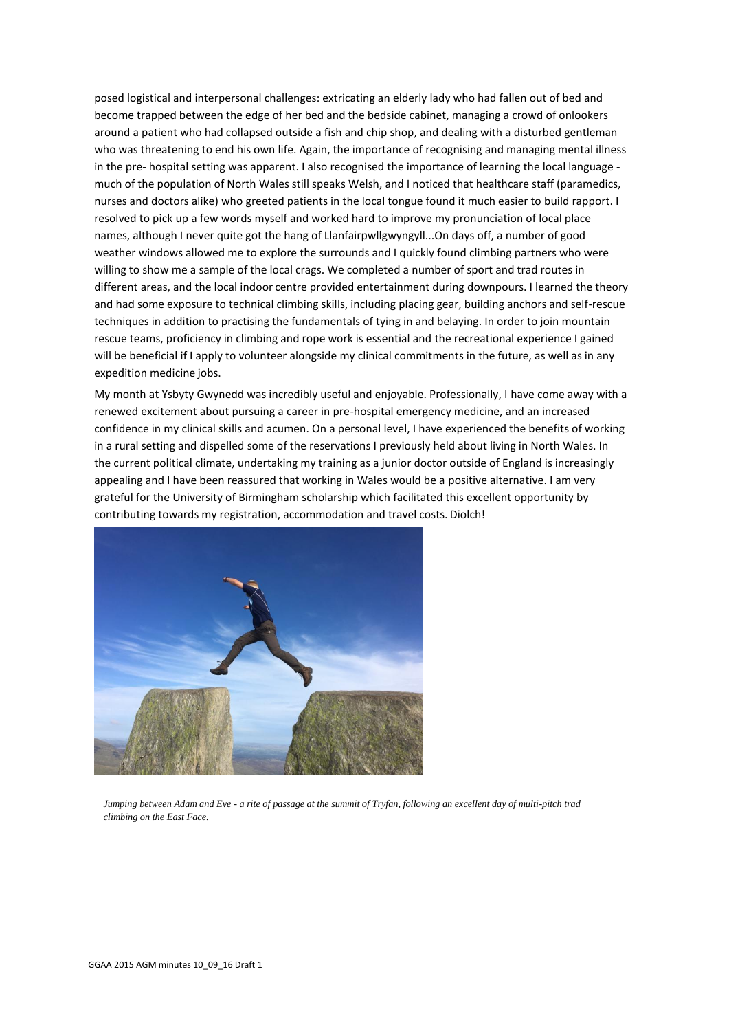posed logistical and interpersonal challenges: extricating an elderly lady who had fallen out of bed and become trapped between the edge of her bed and the bedside cabinet, managing a crowd of onlookers around a patient who had collapsed outside a fish and chip shop, and dealing with a disturbed gentleman who was threatening to end his own life. Again, the importance of recognising and managing mental illness in the pre- hospital setting was apparent. I also recognised the importance of learning the local language - much of the population of North Wales still speaks Welsh, and I noticed that healthcare staff (paramedics, nurses and doctors alike) who greeted patients in the local tongue found it much easier to build rapport. I resolved to pick up a few words myself and worked hard to improve my pronunciation of local place names, although I never quite got the hang of Llanfairpwllgwyngyll...On days off, a number of good weather windows allowed me to explore the surrounds and I quickly found climbing partners who were willing to show me a sample of the local crags. We completed a number of sport and trad routes in different areas, and the local indoor centre provided entertainment during downpours. I learned the theory and had some exposure to technical climbing skills, including placing gear, building anchors and self-rescue techniques in addition to practising the fundamentals of tying in and belaying. In order to join mountain rescue teams, proficiency in climbing and rope work is essential and the recreational experience I gained will be beneficial if I apply to volunteer alongside my clinical commitments in the future, as well as in any expedition medicine jobs.

My month at Ysbyty Gwynedd was incredibly useful and enjoyable. Professionally, I have come away with a renewed excitement about pursuing a career in pre-hospital emergency medicine, and an increased confidence in my clinical skills and acumen. On a personal level, I have experienced the benefits of working in a rural setting and dispelled some of the reservations I previously held about living in North Wales. In the current political climate, undertaking my training as a junior doctor outside of England is increasingly appealing and I have been reassured that working in Wales would be a positive alternative. I am very grateful for the University of Birmingham scholarship which facilitated this excellent opportunity by contributing towards my registration, accommodation and travel costs. Diolch!

*Jumping between Adam and Eve - a rite of passage at the summit of Tryfan, following an excellent day of multi-pitch trad climbing on the East Face.*